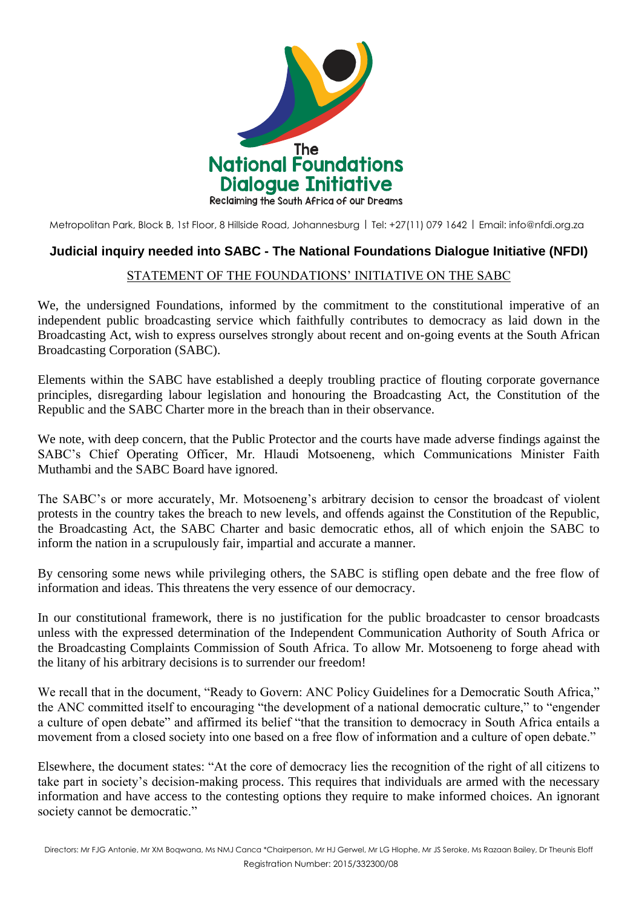The National Foundations Dialogue Initiative

Reclaiming the South Africa of our Dreams

Metropolitan Park, Block B, 1st Floor, 8 Hillside Road, Johannesburg | Tel: +27(11) 079 1642 | Email: info@nfdi.org.za

## Judicial inquiry needed into SABC - The National Foundations Dialogue Initiative (NFDI)

STATEMENT OF THE FOUNDATIONS' INITIATIVE ON THE SABC

We, the undersigned Foundations, informed by the commitment to the constitutional imperative of an independent public broadcasting service which faithfully contributes to democracy as laid down in the Broadcasting Act, wish to express ourselves strongly about recent and on-going events at the South African Broadcasting Corporation (SABC).

Elements within the SABC have established a deeply troubling practice of flouting corporate governance principles, disregarding labour legislation and honouring the Broadcasting Act, the Constitution of the Republic and the SABC Charter more in the breach than in their observance.

We note, with deep concern, that the Public Protector and the courts have made adverse findings against the SABC's Chief Operating Officer, Mr. Hlaudi Motsoeneng, which Communications Minister Faith Muthambi and the SABC Board have ignored.

The SABC's or more accurately, Mr. Motsoeneng's arbitrary decision to censor the broadcast of violent protests in the country takes the breach to new levels, and offends against the Constitution of the Republic, the Broadcasting Act, the SABC Charter and basic democratic ethos, all of which enjoin the SABC to inform the nation in a scrupulously fair, impartial and accurate a manner.

By censoring some news while privileging others, the SABC is stifling open debate and the free flow of information and ideas. This threatens the very essence of our democracy.

In our constitutional framework, there is no justification for the public broadcaster to censor broadcasts unless with the expressed determination of the Independent Communication Authority of South Africa or the Broadcasting Complaints Commission of South Africa. To allow Mr. Motsoeneng to forge ahead with the litany of his arbitrary decisions is to surrender our freedom!

We recall that in the document, "Ready to Govern: ANC Policy Guidelines for a Democratic South Africa," the ANC committed itself to encouraging "the development of a national democratic culture," to "engender a culture of open debate" and affirmed its belief "that the transition to democracy in South Africa entails a movement from a closed society into one based on a free flow of information and a culture of open debate."

Elsewhere, the document states: "At the core of democracy lies the recognition of the right of all citizens to take part in society's decision-making process. This requires that individuals are armed with the necessary information and have access to the contesting options they require to make informed choices. An ignorant society cannot be democratic."

Directors: Mr FJG Antonie, Mr XM Boqwana, Ms NMJ Canca *Chairperson, Mr HJ Gerwel, Mr LG Hlophe, Mr JS Seroke, Ms Razaan Bailey, Dr Theunis Eloff
Registration Number: 2015/332300/08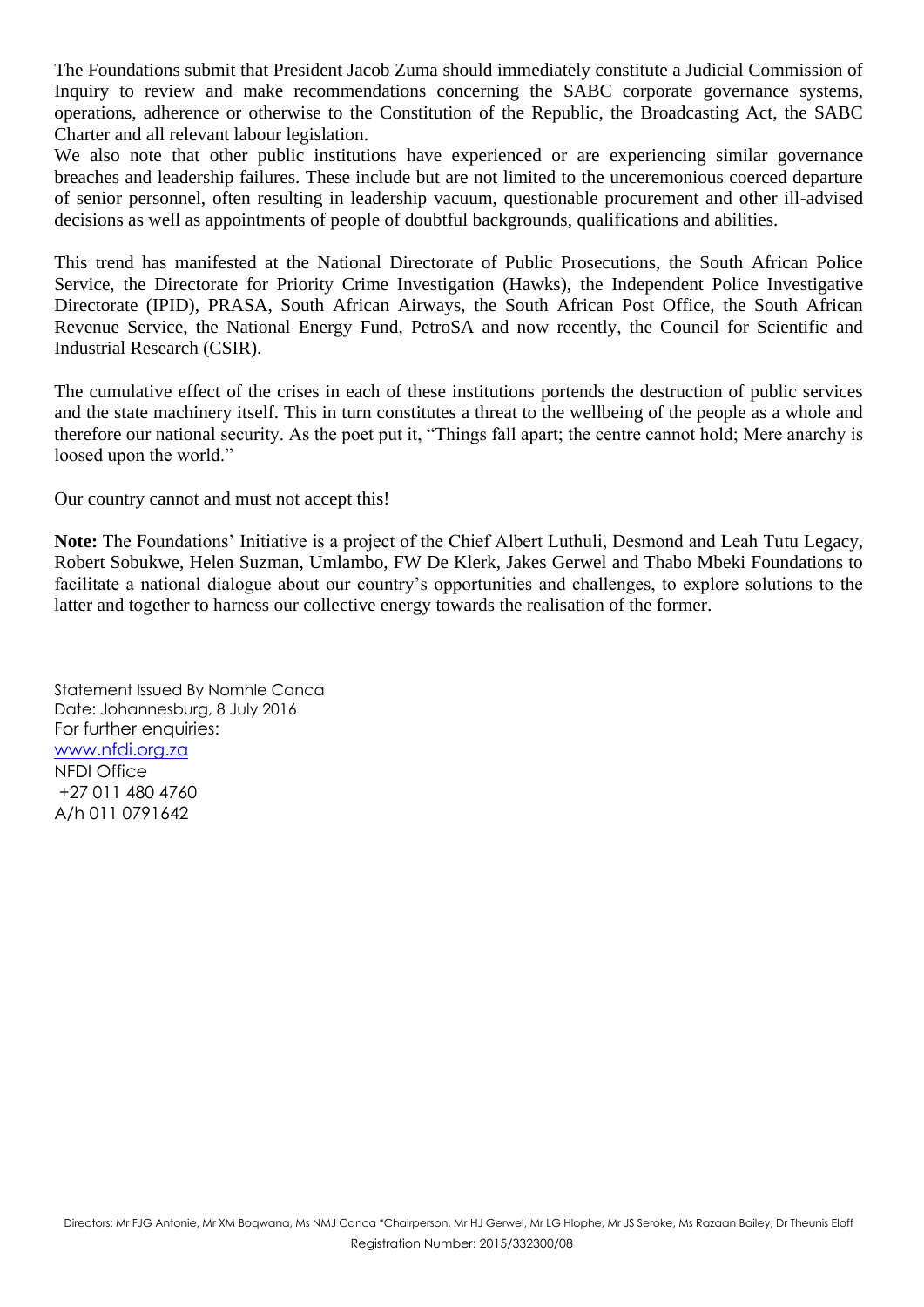The Foundations submit that President Jacob Zuma should immediately constitute a Judicial Commission of Inquiry to review and make recommendations concerning the SABC corporate governance systems, operations, adherence or otherwise to the Constitution of the Republic, the Broadcasting Act, the SABC Charter and all relevant labour legislation.

We also note that other public institutions have experienced or are experiencing similar governance breaches and leadership failures. These include but are not limited to the unceremonious coerced departure of senior personnel, often resulting in leadership vacuum, questionable procurement and other ill-advised decisions as well as appointments of people of doubtful backgrounds, qualifications and abilities.

This trend has manifested at the National Directorate of Public Prosecutions, the South African Police Service, the Directorate for Priority Crime Investigation (Hawks), the Independent Police Investigative Directorate (IPID), PRASA, South African Airways, the South African Post Office, the South African Revenue Service, the National Energy Fund, PetroSA and now recently, the Council for Scientific and Industrial Research (CSIR).

The cumulative effect of the crises in each of these institutions portends the destruction of public services and the state machinery itself. This in turn constitutes a threat to the wellbeing of the people as a whole and therefore our national security. As the poet put it, "Things fall apart; the centre cannot hold; Mere anarchy is loosed upon the world."

Our country cannot and must not accept this!

**Note:** The Foundations' Initiative is a project of the Chief Albert Luthuli, Desmond and Leah Tutu Legacy, Robert Sobukwe, Helen Suzman, Umlambo, FW De Klerk, Jakes Gerwel and Thabo Mbeki Foundations to facilitate a national dialogue about our country's opportunities and challenges, to explore solutions to the latter and together to harness our collective energy towards the realisation of the former.

Statement Issued By Nomhle Canca
Date: Johannesburg, 8 July 2016
For further enquiries:
www.nfdi.org.za
NFDI Office
+27 011 480 4760
A/h 011 0791642

Directors: Mr FJG Antonie, Mr XM Boqwana, Ms NMJ Canca *Chairperson, Mr HJ Gerwel, Mr LG Hlophe, Mr JS Seroke, Ms Razaan Bailey, Dr Theunis Eloff
Registration Number: 2015/332300/08